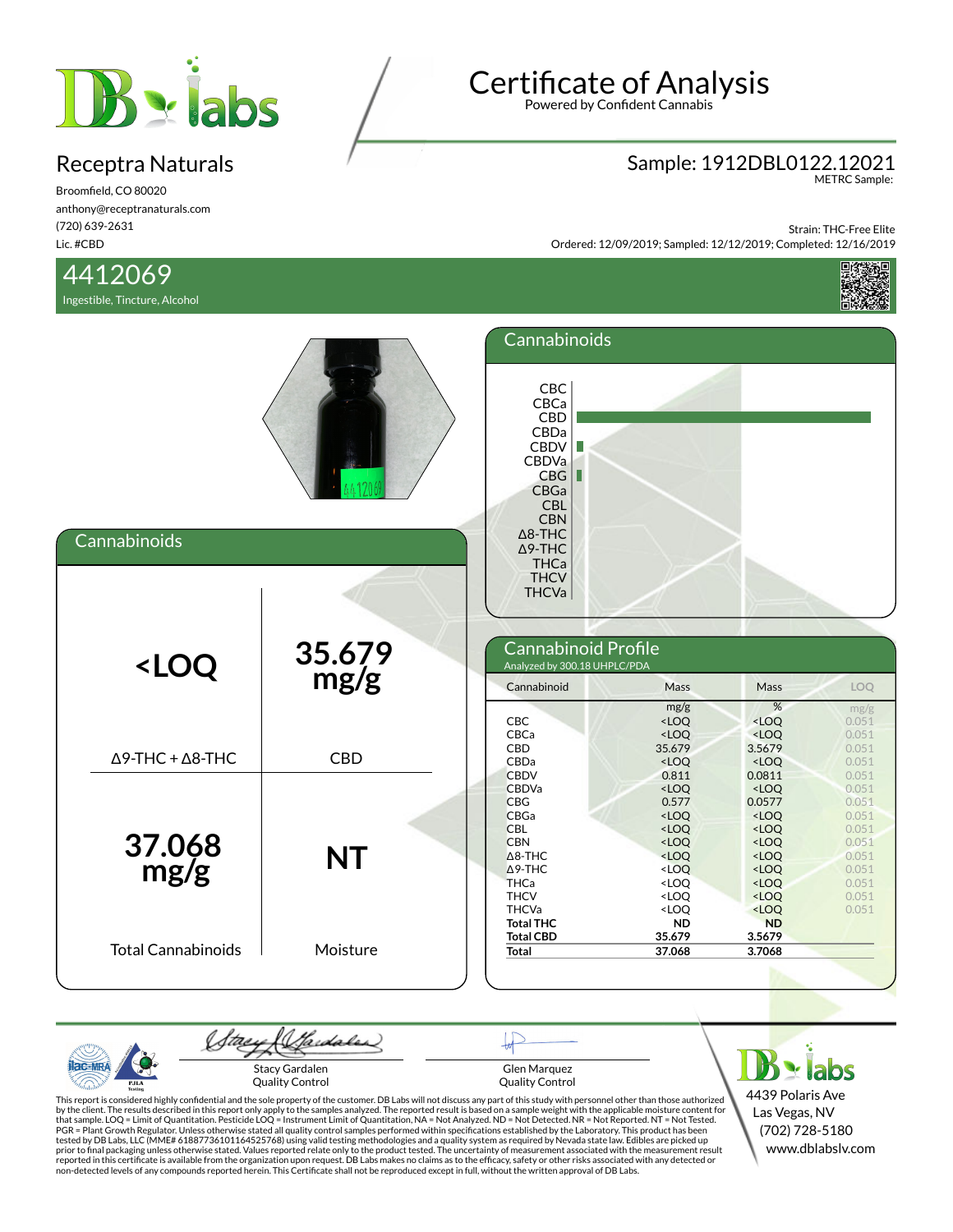# Certificate of Analysis

Powered by Confident Cannabis

## Receptra Naturals

Broomfield, CO 80020
anthony@receptranaturals.com
(720) 639-2631
Lic. #CBD

**Sample: 1912DBL0122.12021**
METRC Sample:

Strain: THC-Free Elite
Ordered: 12/09/2019; Sampled: 12/12/2019; Completed: 12/16/2019

## 4412069

Ingestible, Tincture, Alcohol

## Cannabinoids

| <LOQ | 35.679 mg/g |
|---|---|
| Δ9-THC + Δ8-THC | CBD |
| **37.068 mg/g** | **NT** |
| Total Cannabinoids | Moisture |

## Cannabinoids

CBC, CBCa, CBD, CBDa, CBDV, CBDVa, CBG, CBGa, CBL, CBN, Δ8-THC, Δ9-THC, THCa, THCV, THCVa

## Cannabinoid Profile

Analyzed by 300.18 UHPLC/PDA

| Cannabinoid | Mass | Mass | LOQ |
|---|---|---|---|
| | mg/g | % | mg/g |
| CBC | <LOQ | <LOQ | 0.051 |
| CBCa | <LOQ | <LOQ | 0.051 |
| CBD | 35.679 | 3.5679 | 0.051 |
| CBDa | <LOQ | <LOQ | 0.051 |
| CBDV | 0.811 | 0.0811 | 0.051 |
| CBDVa | <LOQ | <LOQ | 0.051 |
| CBG | 0.577 | 0.0577 | 0.051 |
| CBGa | <LOQ | <LOQ | 0.051 |
| CBL | <LOQ | <LOQ | 0.051 |
| CBN | <LOQ | <LOQ | 0.051 |
| Δ8-THC | <LOQ | <LOQ | 0.051 |
| Δ9-THC | <LOQ | <LOQ | 0.051 |
| THCa | <LOQ | <LOQ | 0.051 |
| THCV | <LOQ | <LOQ | 0.051 |
| THCVa | <LOQ | <LOQ | 0.051 |
| **Total THC** | **ND** | **ND** | |
| **Total CBD** | **35.679** | **3.5679** | |
| **Total** | **37.068** | **3.7068** | |

Stacy Gardalen
Quality Control

Glen Marquez
Quality Control

DB Labs
4439 Polaris Ave
Las Vegas, NV
(702) 728-5180
www.dblabslv.com

This report is considered highly confidential and the sole property of the customer. DB Labs will not discuss any part of this study with personnel other than those authorized by the client. The results described in this report only apply to the samples analyzed. The reported result is based on a sample weight with the applicable moisture content for that sample. LOQ = Limit of Quantitation. Pesticide LOQ = Instrument Limit of Quantitation, NA = Not Analyzed. ND = Not Detected. NR = Not Reported. NT = Not Tested. PGR = Plant Growth Regulator. Unless otherwise stated all quality control samples performed within specifications established by the Laboratory. This product has been tested by DB Labs, LLC (MME# 61887736101164525768) using valid testing methodologies and a quality system as required by Nevada state law. Edibles are picked up prior to final packaging unless otherwise stated. Values reported relate only to the product tested. The uncertainty of measurement associated with the measurement result reported in this certificate is available from the organization upon request. DB Labs makes no claims as to the efficacy, safety or other risks associated with any detected or non-detected levels of any compounds reported herein. This Certificate shall not be reproduced except in full, without the written approval of DB Labs.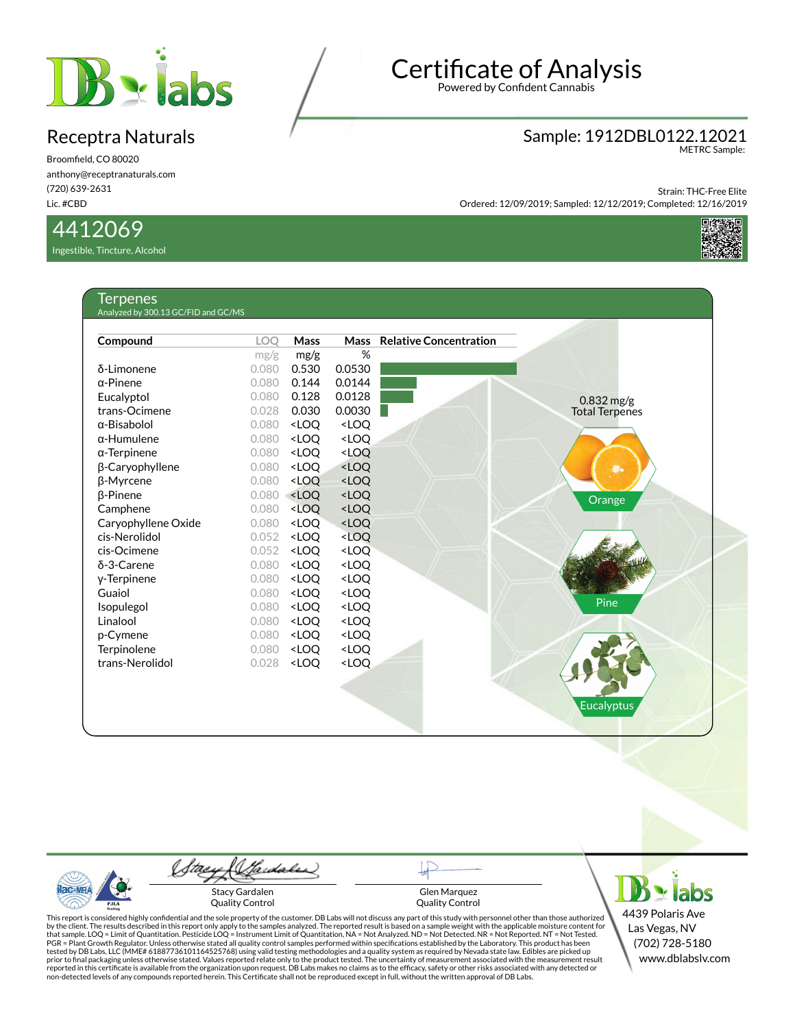# Certificate of Analysis

Powered by Confident Cannabis

## Receptra Naturals

Broomfield, CO 80020
anthony@receptranaturals.com
(720) 639-2631
Lic. #CBD

**Sample: 1912DBL0122.12021**
METRC Sample:

Strain: THC-Free Elite
Ordered: 12/09/2019; Sampled: 12/12/2019; Completed: 12/16/2019

## 4412069

Ingestible, Tincture, Alcohol

### Terpenes

Analyzed by 300.13 GC/FID and GC/MS

| Compound | LOQ | Mass | Mass | Relative Concentration |
|---|---|---|---|---|
| | mg/g | mg/g | % | |
| δ-Limonene | 0.080 | 0.530 | 0.0530 | |
| α-Pinene | 0.080 | 0.144 | 0.0144 | |
| Eucalyptol | 0.080 | 0.128 | 0.0128 | |
| trans-Ocimene | 0.028 | 0.030 | 0.0030 | |
| α-Bisabolol | 0.080 | <LOQ | <LOQ | |
| α-Humulene | 0.080 | <LOQ | <LOQ | |
| α-Terpinene | 0.080 | <LOQ | <LOQ | |
| β-Caryophyllene | 0.080 | <LOQ | <LOQ | |
| β-Myrcene | 0.080 | <LOQ | <LOQ | |
| β-Pinene | 0.080 | <LOQ | <LOQ | |
| Camphene | 0.080 | <LOQ | <LOQ | |
| Caryophyllene Oxide | 0.080 | <LOQ | <LOQ | |
| cis-Nerolidol | 0.052 | <LOQ | <LOQ | |
| cis-Ocimene | 0.052 | <LOQ | <LOQ | |
| δ-3-Carene | 0.080 | <LOQ | <LOQ | |
| γ-Terpinene | 0.080 | <LOQ | <LOQ | |
| Guaiol | 0.080 | <LOQ | <LOQ | |
| Isopulegol | 0.080 | <LOQ | <LOQ | |
| Linalool | 0.080 | <LOQ | <LOQ | |
| p-Cymene | 0.080 | <LOQ | <LOQ | |
| Terpinolene | 0.080 | <LOQ | <LOQ | |
| trans-Nerolidol | 0.028 | <LOQ | <LOQ | |

0.832 mg/g
Total Terpenes

Orange

Pine

Eucalyptus

Stacy Gardalen
Quality Control

Glen Marquez
Quality Control

This report is considered highly confidential and the sole property of the customer. DB Labs will not discuss any part of this study with personnel other than those authorized by the client. The results described in this report only apply to the samples analyzed. The reported result is based on a sample weight with the applicable moisture content for that sample. LOQ = Limit of Quantitation. Pesticide LOQ = Instrument Limit of Quantitation, NA = Not Analyzed. ND = Not Detected. NR = Not Reported. NT = Not Tested. PGR = Plant Growth Regulator. Unless otherwise stated all quality control samples performed within specifications established by the Laboratory. This product has been tested by DB Labs, LLC (MME# 61887736101164525768) using valid testing methodologies and a quality system as required by Nevada state law. Edibles are picked up prior to final packaging unless otherwise stated. Values reported relate only to the product tested. The uncertainty of measurement associated with the measurement result reported in this certificate is available from the organization upon request. DB Labs makes no claims as to the efficacy, safety or other risks associated with any detected or non-detected levels of any compounds reported herein. This Certificate shall not be reproduced except in full, without the written approval of DB Labs.

4439 Polaris Ave
Las Vegas, NV
(702) 728-5180
www.dblabslv.com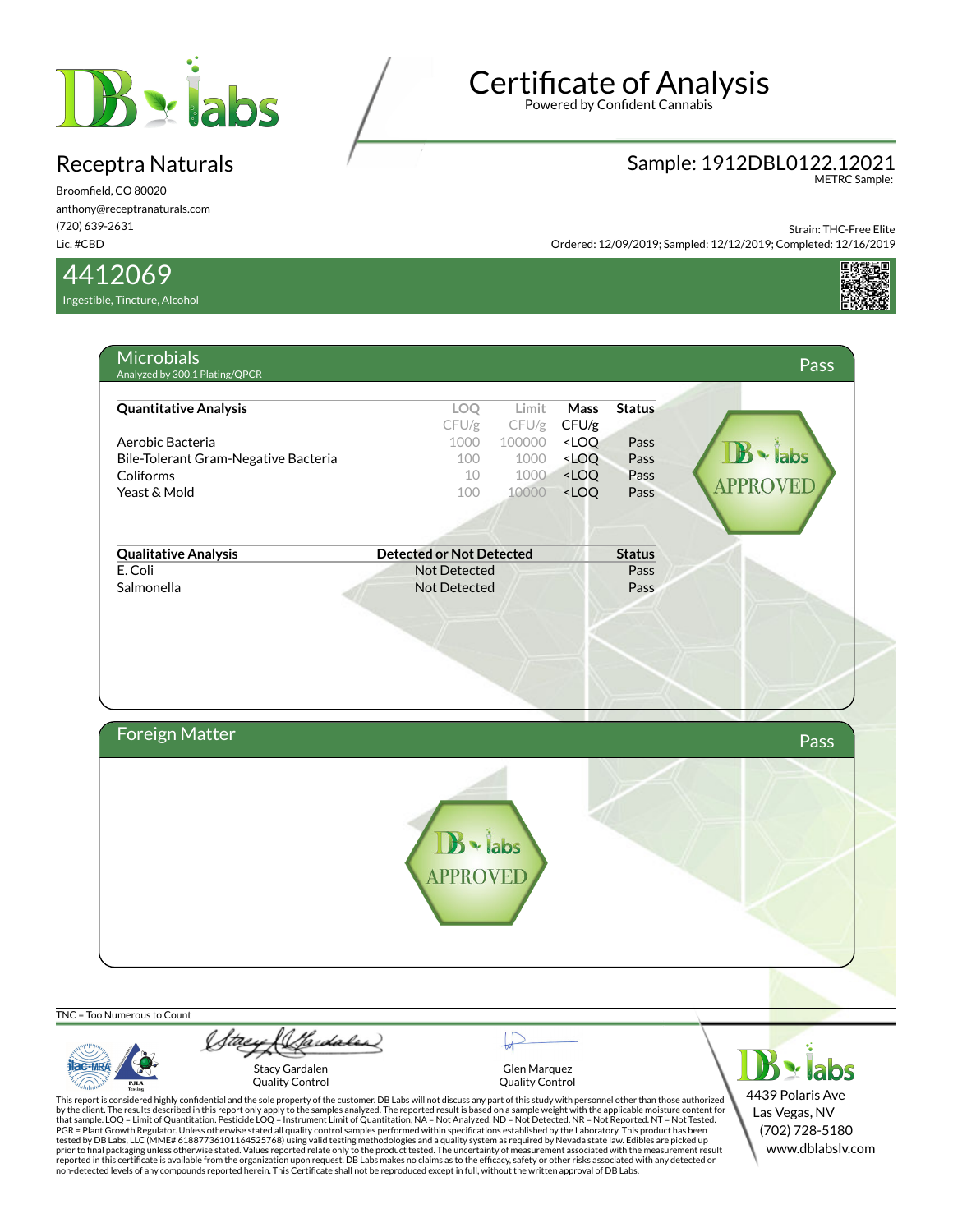# Certificate of Analysis

Powered by Confident Cannabis

## Receptra Naturals

Broomfield, CO 80020
anthony@receptranaturals.com
(720) 639-2631
Lic. #CBD

**Sample: 1912DBL0122.12021**
METRC Sample:

Strain: THC-Free Elite
Ordered: 12/09/2019; Sampled: 12/12/2019; Completed: 12/16/2019

## 4412069

Ingestible, Tincture, Alcohol

## Microbials — Pass

Analyzed by 300.1 Plating/QPCR

| Quantitative Analysis | LOQ | Limit | Mass | Status |
|---|---|---|---|---|
| | CFU/g | CFU/g | CFU/g | |
| Aerobic Bacteria | 1000 | 100000 | <LOQ | Pass |
| Bile-Tolerant Gram-Negative Bacteria | 100 | 1000 | <LOQ | Pass |
| Coliforms | 10 | 1000 | <LOQ | Pass |
| Yeast & Mold | 100 | 10000 | <LOQ | Pass |

| Qualitative Analysis | Detected or Not Detected | Status |
|---|---|---|
| E. Coli | Not Detected | Pass |
| Salmonella | Not Detected | Pass |

DB labs APPROVED

## Foreign Matter — Pass

DB labs APPROVED

TNC = Too Numerous to Count

Stacy Gardalen
Quality Control

Glen Marquez
Quality Control

This report is considered highly confidential and the sole property of the customer. DB Labs will not discuss any part of this study with personnel other than those authorized by the client. The results described in this report only apply to the samples analyzed. The reported result is based on a sample weight with the applicable moisture content for that sample. LOQ = Limit of Quantitation. Pesticide LOQ = Instrument Limit of Quantitation, NA = Not Analyzed. ND = Not Detected. NR = Not Reported. NT = Not Tested. PGR = Plant Growth Regulator. Unless otherwise stated all quality control samples performed within specifications established by the Laboratory. This product has been tested by DB Labs, LLC (MME# 61887736101164525768) using valid testing methodologies and a quality system as required by Nevada state law. Edibles are picked up prior to final packaging unless otherwise stated. Values reported relate only to the product tested. The uncertainty of measurement associated with the measurement result reported in this certificate is available from the organization upon request. DB Labs makes no claims as to the efficacy, safety or other risks associated with any detected or non-detected levels of any compounds reported herein. This Certificate shall not be reproduced except in full, without the written approval of DB Labs.

DB labs
4439 Polaris Ave
Las Vegas, NV
(702) 728-5180
www.dblabslv.com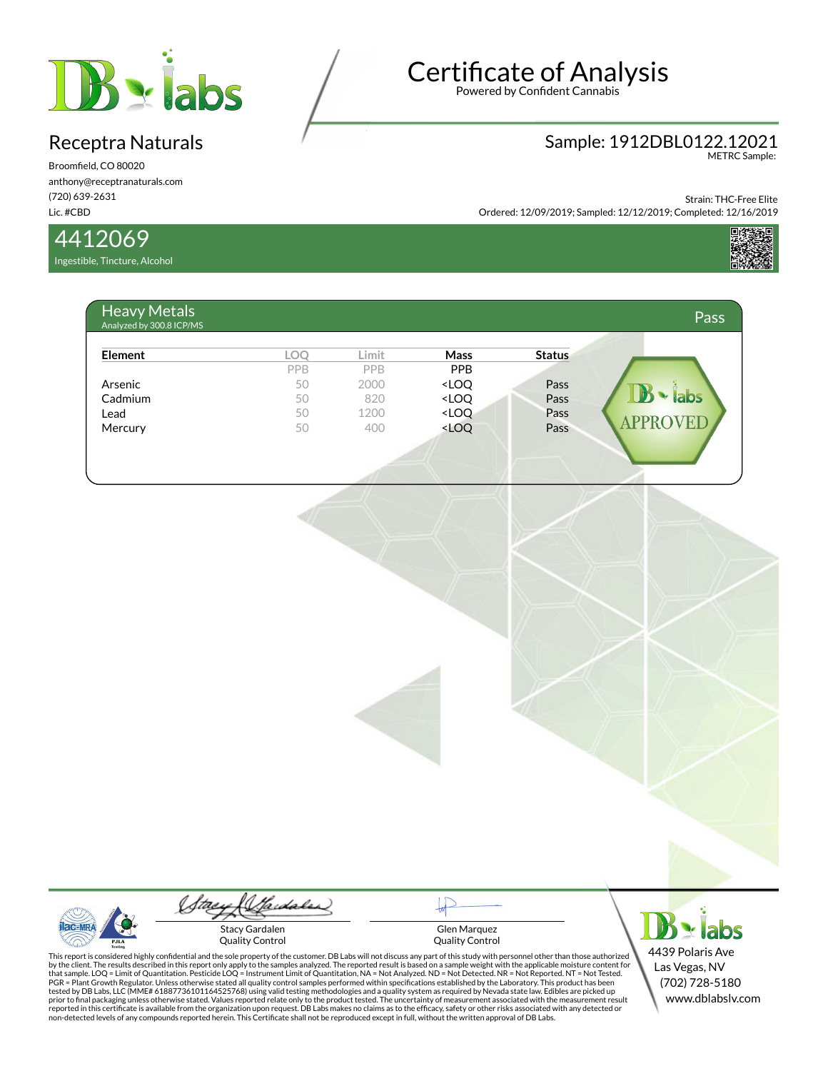# Certificate of Analysis

Powered by Confident Cannabis

## Receptra Naturals

Broomfield, CO 80020
anthony@receptranaturals.com
(720) 639-2631
Lic. #CBD

Sample: 1912DBL0122.12021
METRC Sample:

Strain: THC-Free Elite
Ordered: 12/09/2019; Sampled: 12/12/2019; Completed: 12/16/2019

## 4412069

Ingestible, Tincture, Alcohol

### Heavy Metals

Analyzed by 300.8 ICP/MS

Pass

| Element | LOQ | Limit | Mass | Status |
|---|---|---|---|---|
| | PPB | PPB | PPB | |
| Arsenic | 50 | 2000 | <LOQ | Pass |
| Cadmium | 50 | 820 | <LOQ | Pass |
| Lead | 50 | 1200 | <LOQ | Pass |
| Mercury | 50 | 400 | <LOQ | Pass |

DB labs APPROVED

Stacy Gardalen
Quality Control

Glen Marquez
Quality Control

This report is considered highly confidential and the sole property of the customer. DB Labs will not discuss any part of this study with personnel other than those authorized by the client. The results described in this report only apply to the samples analyzed. The reported result is based on a sample weight with the applicable moisture content for that sample. LOQ = Limit of Quantitation. Pesticide LOQ = Instrument Limit of Quantitation, NA = Not Analyzed. ND = Not Detected. NR = Not Reported. NT = Not Tested. PGR = Plant Growth Regulator. Unless otherwise stated all quality control samples performed within specifications established by the Laboratory. This product has been tested by DB Labs, LLC (MME# 61887736101164525768) using valid testing methodologies and a quality system as required by Nevada state law. Edibles are picked up prior to final packaging unless otherwise stated. Values reported relate only to the product tested. The uncertainty of measurement associated with the measurement result reported in this certificate is available from the organization upon request. DB Labs makes no claims as to the efficacy, safety or other risks associated with any detected or non-detected levels of any compounds reported herein. This Certificate shall not be reproduced except in full, without the written approval of DB Labs.

DB labs
4439 Polaris Ave
Las Vegas, NV
(702) 728-5180
www.dblabslv.com